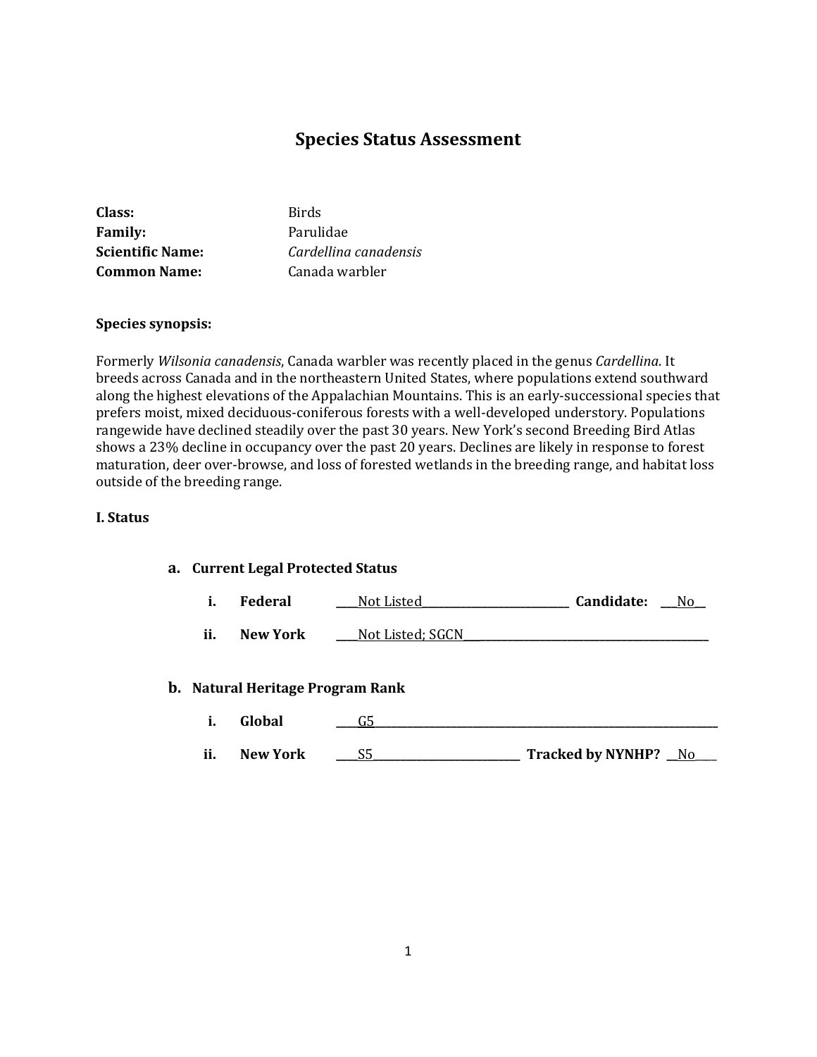# Species Status Assessment

**Class:** Birds
**Family:** Parulidae
**Scientific Name:** *Cardellina canadensis*
**Common Name:** Canada warbler

**Species synopsis:**

Formerly *Wilsonia canadensis*, Canada warbler was recently placed in the genus *Cardellina*. It breeds across Canada and in the northeastern United States, where populations extend southward along the highest elevations of the Appalachian Mountains. This is an early-successional species that prefers moist, mixed deciduous-coniferous forests with a well-developed understory. Populations rangewide have declined steadily over the past 30 years. New York's second Breeding Bird Atlas shows a 23% decline in occupancy over the past 20 years. Declines are likely in response to forest maturation, deer over-browse, and loss of forested wetlands in the breeding range, and habitat loss outside of the breeding range.

## I. Status

### a. Current Legal Protected Status

i. **Federal** Not Listed **Candidate:** No

ii. **New York** Not Listed; SGCN

### b. Natural Heritage Program Rank

i. **Global** G5

ii. **New York** S5 **Tracked by NYNHP?** No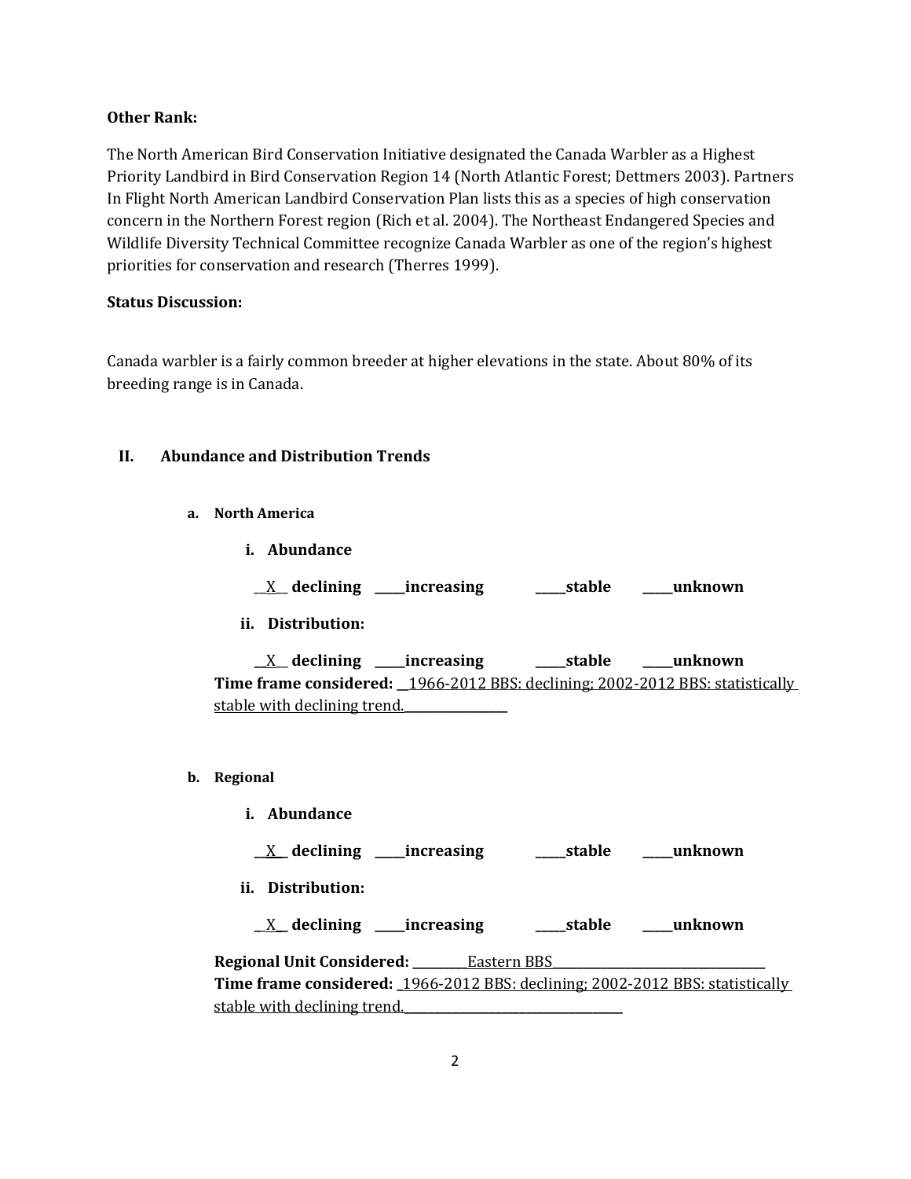**Other Rank:**

The North American Bird Conservation Initiative designated the Canada Warbler as a Highest Priority Landbird in Bird Conservation Region 14 (North Atlantic Forest; Dettmers 2003). Partners In Flight North American Landbird Conservation Plan lists this as a species of high conservation concern in the Northern Forest region (Rich et al. 2004). The Northeast Endangered Species and Wildlife Diversity Technical Committee recognize Canada Warbler as one of the region's highest priorities for conservation and research (Therres 1999).

**Status Discussion:**

Canada warbler is a fairly common breeder at higher elevations in the state. About 80% of its breeding range is in Canada.

## II. Abundance and Distribution Trends

### a. North America

**i. Abundance**

__X__ **declining** _____**increasing** _____**stable** _____**unknown**

**ii. Distribution:**

__X__ **declining** _____**increasing** _____**stable** _____**unknown**

**Time frame considered:** __1966-2012 BBS: declining; 2002-2012 BBS: statistically stable with declining trend.________________

### b. Regional

**i. Abundance**

__X__ **declining** _____**increasing** _____**stable** _____**unknown**

**ii. Distribution:**

__X__ **declining** _____**increasing** _____**stable** _____**unknown**

**Regional Unit Considered:** _________Eastern BBS_________________________________

**Time frame considered:** _1966-2012 BBS: declining; 2002-2012 BBS: statistically stable with declining trend.__________________________________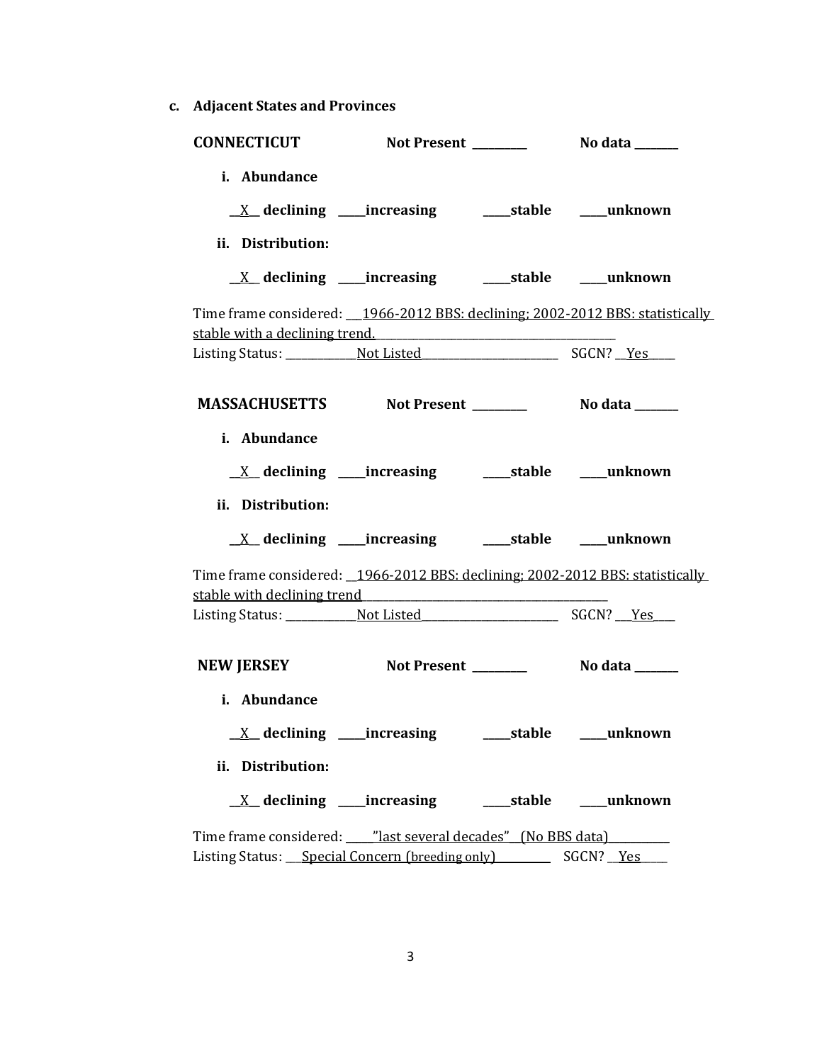**c. Adjacent States and Provinces**

**CONNECTICUT** **Not Present** ________ **No data** _______

**i. Abundance**

__X__ **declining** ____**increasing** ____**stable** ____**unknown**

**ii. Distribution:**

__X__ **declining** ____**increasing** ____**stable** ____**unknown**

Time frame considered: ___1966-2012 BBS: declining; 2002-2012 BBS: statistically stable with a declining trend.___

Listing Status: ___________Not Listed______________________ SGCN? __Yes____

**MASSACHUSETTS** **Not Present** ________ **No data** _______

**i. Abundance**

__X__ **declining** ____**increasing** ____**stable** ____**unknown**

**ii. Distribution:**

__X__ **declining** ____**increasing** ____**stable** ____**unknown**

Time frame considered: __1966-2012 BBS: declining; 2002-2012 BBS: statistically stable with declining trend___

Listing Status: ___________Not Listed______________________ SGCN? ___Yes____

**NEW JERSEY** **Not Present** ________ **No data** _______

**i. Abundance**

__X__ **declining** ____**increasing** ____**stable** ____**unknown**

**ii. Distribution:**

__X__ **declining** ____**increasing** ____**stable** ____**unknown**

Time frame considered: _____"last several decades" (No BBS data)__________

Listing Status: __Special Concern (breeding only)__________ SGCN? __Yes____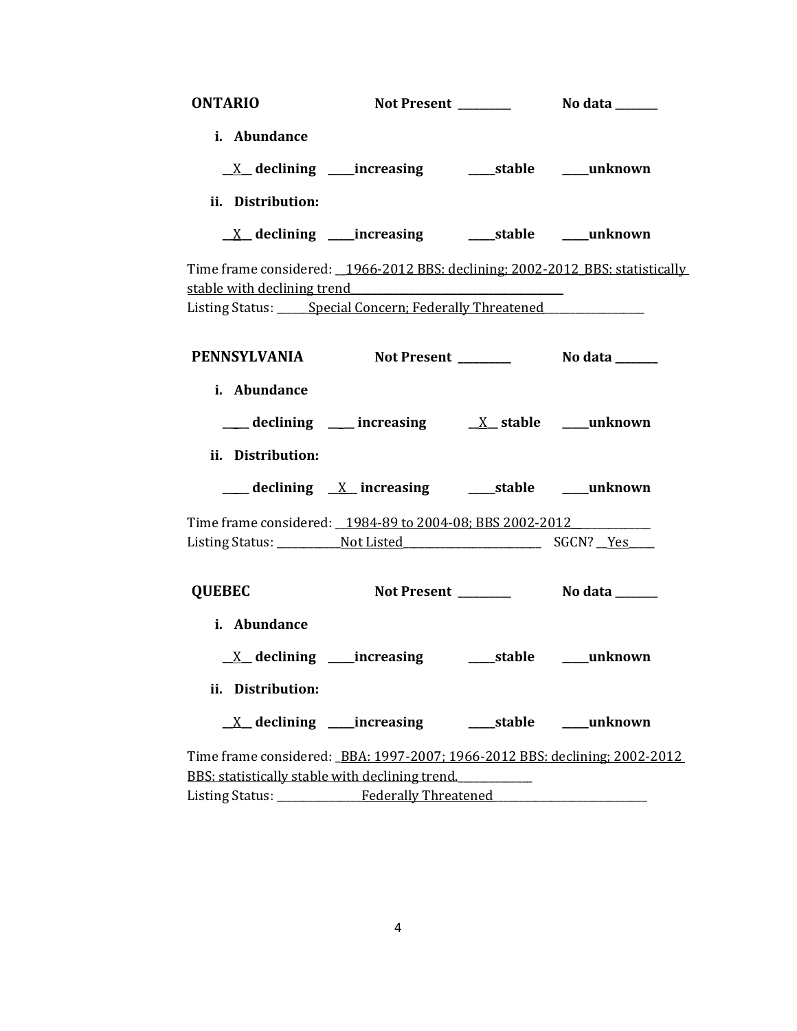**ONTARIO** **Not Present _________** **No data _______**

**i. Abundance**

__X__ **declining** ____**increasing** ____**stable** ____**unknown**

**ii. Distribution:**

__X__ **declining** ____**increasing** ____**stable** ____**unknown**

Time frame considered: __1966-2012 BBS: declining; 2002-2012_BBS: statistically stable with declining trend______________________________________

Listing Status: ______Special Concern; Federally Threatened__________________

**PENNSYLVANIA** **Not Present _________** **No data _______**

**i. Abundance**

____ **declining** ____ **increasing** __X__ **stable** ____**unknown**

**ii. Distribution:**

____ **declining** __X__ **increasing** ____**stable** ____**unknown**

Time frame considered: __1984-89 to 2004-08; BBS 2002-2012______________

Listing Status: ___________Not Listed_________________________ SGCN? __Yes_____

**QUEBEC** **Not Present _________** **No data _______**

**i. Abundance**

__X__ **declining** ____**increasing** ____**stable** ____**unknown**

**ii. Distribution:**

__X__ **declining** ____**increasing** ____**stable** ____**unknown**

Time frame considered: _BBA: 1997-2007; 1966-2012 BBS: declining; 2002-2012 BBS: statistically stable with declining trend._____________

Listing Status: _______________Federally Threatened___________________________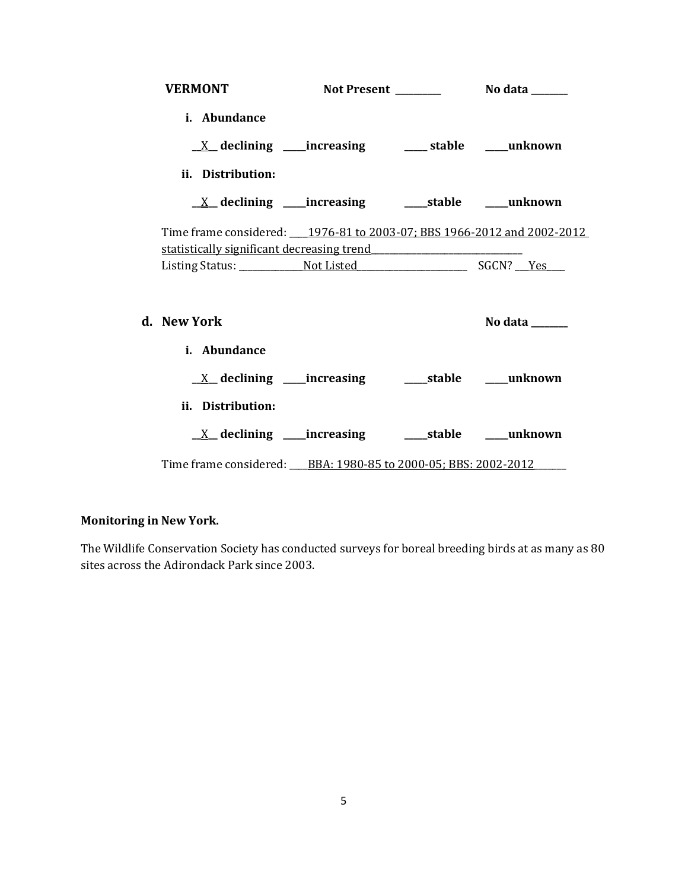**VERMONT** **Not Present \_\_\_\_\_\_\_\_\_\_** **No data \_\_\_\_\_\_\_\_**

**i. Abundance**

\_\_X\_\_ **declining** \_\_\_\_\_**increasing** \_\_\_\_\_ **stable** \_\_\_\_\_**unknown**

**ii. Distribution:**

\_\_X\_\_ **declining** \_\_\_\_\_**increasing** \_\_\_\_\_**stable** \_\_\_\_\_**unknown**

Time frame considered: \_\_\_\_1976-81 to 2003-07; BBS 1966-2012 and 2002-2012 statistically significant decreasing trend\_\_\_\_\_\_\_\_\_\_\_\_\_\_\_\_\_\_\_\_\_\_\_\_\_\_\_\_\_\_\_\_\_

Listing Status: \_\_\_\_\_\_\_\_\_\_\_\_\_\_Not Listed\_\_\_\_\_\_\_\_\_\_\_\_\_\_\_\_\_\_\_\_\_\_\_\_\_ SGCN? \_\_\_Yes\_\_\_\_

**d. New York** **No data \_\_\_\_\_\_\_\_**

**i. Abundance**

\_\_X\_\_ **declining** \_\_\_\_\_**increasing** \_\_\_\_\_**stable** \_\_\_\_\_**unknown**

**ii. Distribution:**

\_\_X\_\_ **declining** \_\_\_\_\_**increasing** \_\_\_\_\_**stable** \_\_\_\_\_**unknown**

Time frame considered: \_\_\_\_BBA: 1980-85 to 2000-05; BBS: 2002-2012\_\_\_\_\_\_\_

**Monitoring in New York.**

The Wildlife Conservation Society has conducted surveys for boreal breeding birds at as many as 80 sites across the Adirondack Park since 2003.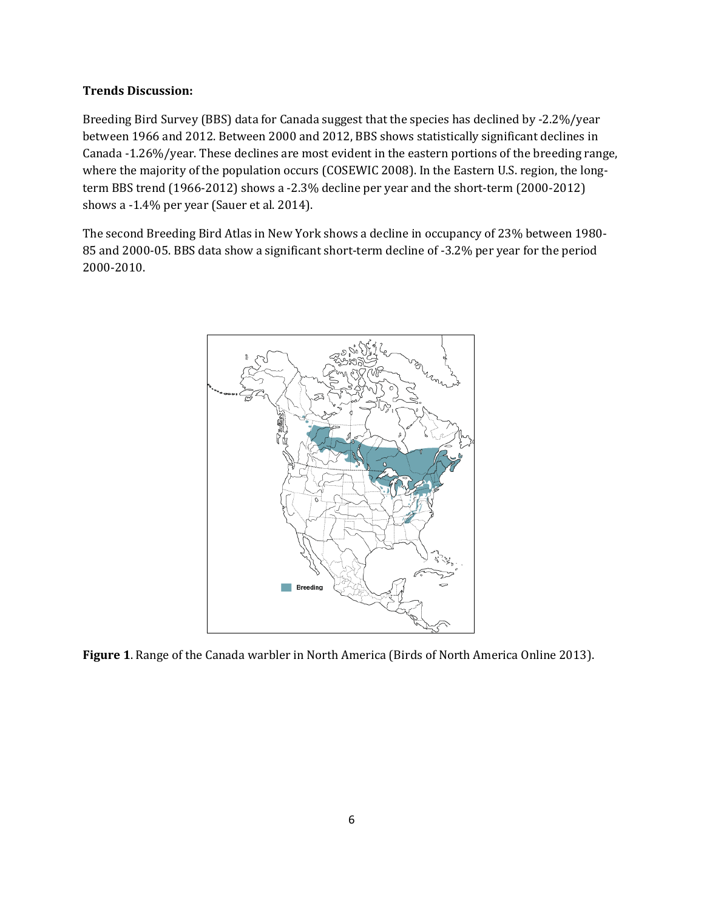**Trends Discussion:**

Breeding Bird Survey (BBS) data for Canada suggest that the species has declined by -2.2%/year between 1966 and 2012. Between 2000 and 2012, BBS shows statistically significant declines in Canada -1.26%/year. These declines are most evident in the eastern portions of the breeding range, where the majority of the population occurs (COSEWIC 2008). In the Eastern U.S. region, the long-term BBS trend (1966-2012) shows a -2.3% decline per year and the short-term (2000-2012) shows a -1.4% per year (Sauer et al. 2014).

The second Breeding Bird Atlas in New York shows a decline in occupancy of 23% between 1980-85 and 2000-05. BBS data show a significant short-term decline of -3.2% per year for the period 2000-2010.

**Figure 1**. Range of the Canada warbler in North America (Birds of North America Online 2013).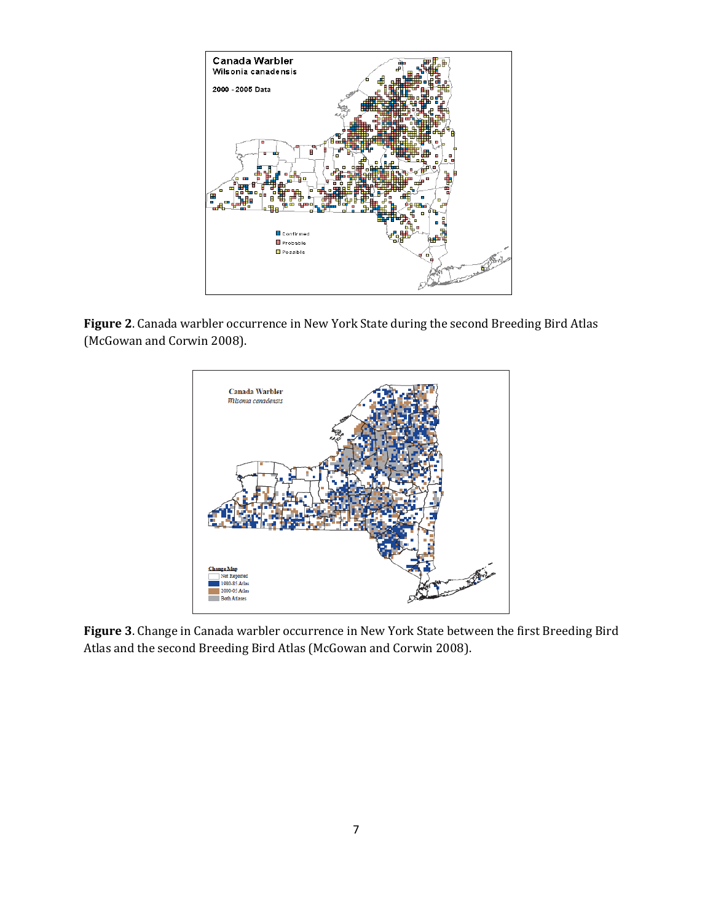**Figure 2**. Canada warbler occurrence in New York State during the second Breeding Bird Atlas (McGowan and Corwin 2008).

**Figure 3**. Change in Canada warbler occurrence in New York State between the first Breeding Bird Atlas and the second Breeding Bird Atlas (McGowan and Corwin 2008).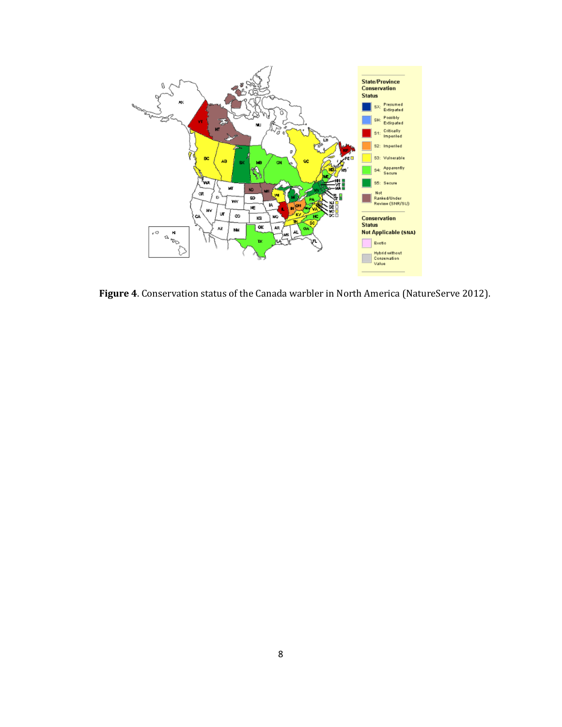**Figure 4**. Conservation status of the Canada warbler in North America (NatureServe 2012).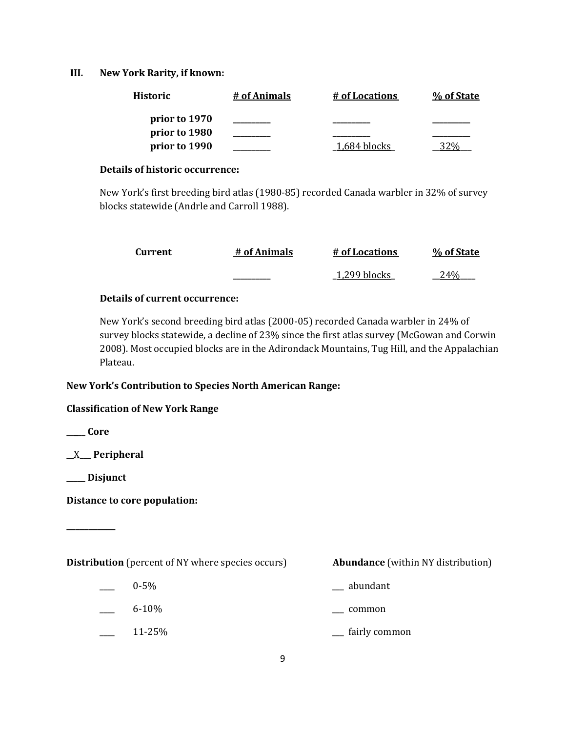## III. New York Rarity, if known:

| Historic | # of Animals | # of Locations | % of State |
|---|---|---|---|
| prior to 1970 | _________ | _________ | _________ |
| prior to 1980 | _________ | _________ | _________ |
| prior to 1990 | _________ | _1,684 blocks_ | __32%___ |

**Details of historic occurrence:**

New York's first breeding bird atlas (1980-85) recorded Canada warbler in 32% of survey blocks statewide (Andrle and Carroll 1988).

| Current | # of Animals | # of Locations | % of State |
|---|---|---|---|
| | _________ | _1,299 blocks_ | __24%____ |

**Details of current occurrence:**

New York's second breeding bird atlas (2000-05) recorded Canada warbler in 24% of survey blocks statewide, a decline of 23% since the first atlas survey (McGowan and Corwin 2008). Most occupied blocks are in the Adirondack Mountains, Tug Hill, and the Appalachian Plateau.

**New York's Contribution to Species North American Range:**

**Classification of New York Range**

_____ **Core**

__X___ **Peripheral**

_____ **Disjunct**

**Distance to core population:**

____________

**Distribution** (percent of NY where species occurs)

____ 0-5%

____ 6-10%

____ 11-25%

**Abundance** (within NY distribution)

___ abundant

___ common

___ fairly common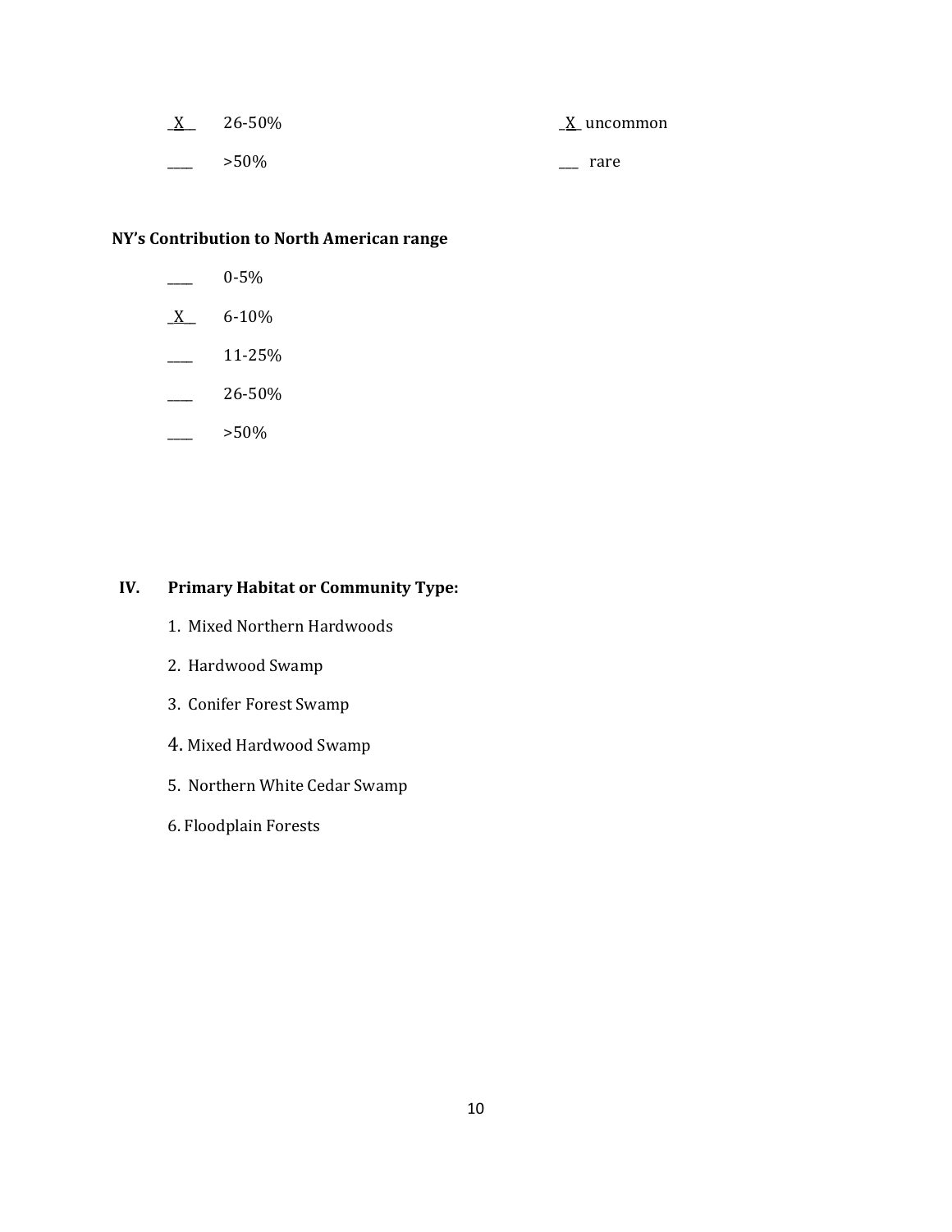_X__ 26-50%

____ >50%

_X_ uncommon

___ rare

**NY's Contribution to North American range**

____ 0-5%

_X__ 6-10%

____ 11-25%

____ 26-50%

____ >50%

## IV. Primary Habitat or Community Type:

1. Mixed Northern Hardwoods
2. Hardwood Swamp
3. Conifer Forest Swamp
4. Mixed Hardwood Swamp
5. Northern White Cedar Swamp
6. Floodplain Forests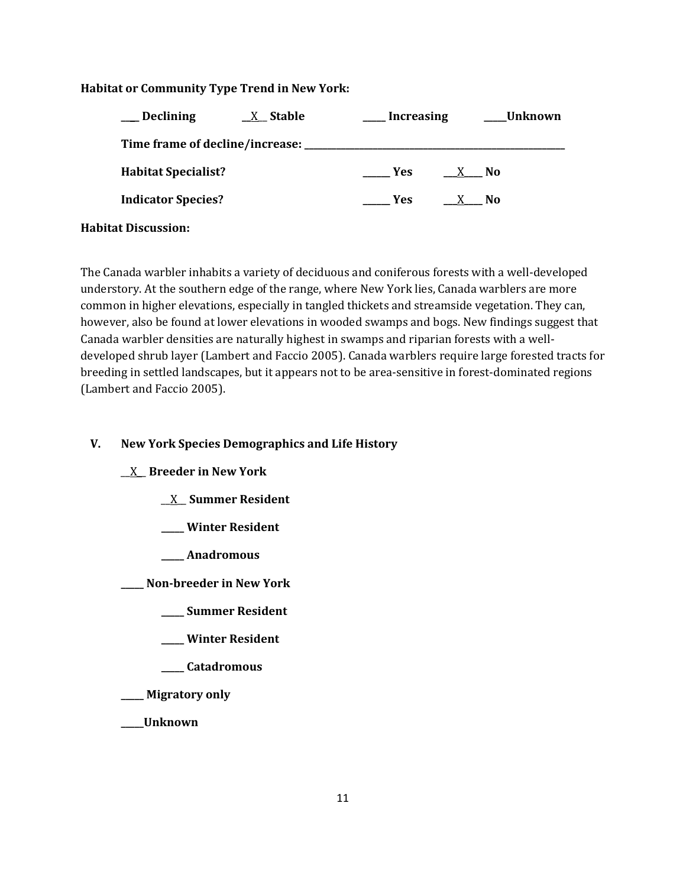**Habitat or Community Type Trend in New York:**

**\_\_\_ Declining** \_\_X\_\_ **Stable** \_\_\_\_\_ **Increasing** \_\_\_\_\_**Unknown**

**Time frame of decline/increase:** \_\_\_\_\_\_\_\_\_\_\_\_\_\_\_\_\_\_\_\_\_\_\_\_\_\_\_\_\_\_\_\_\_\_\_\_\_\_\_\_

**Habitat Specialist?** \_\_\_\_\_\_ **Yes** \_\_\_X\_\_\_\_ **No**

**Indicator Species?** \_\_\_\_\_\_ **Yes** \_\_\_X\_\_\_\_ **No**

**Habitat Discussion:**

The Canada warbler inhabits a variety of deciduous and coniferous forests with a well-developed understory. At the southern edge of the range, where New York lies, Canada warblers are more common in higher elevations, especially in tangled thickets and streamside vegetation. They can, however, also be found at lower elevations in wooded swamps and bogs. New findings suggest that Canada warbler densities are naturally highest in swamps and riparian forests with a well-developed shrub layer (Lambert and Faccio 2005). Canada warblers require large forested tracts for breeding in settled landscapes, but it appears not to be area-sensitive in forest-dominated regions (Lambert and Faccio 2005).

## V. New York Species Demographics and Life History

\_\_X\_\_ **Breeder in New York**

- \_\_X\_\_ **Summer Resident**
- \_\_\_\_\_ **Winter Resident**
- \_\_\_\_\_ **Anadromous**

\_\_\_\_\_ **Non-breeder in New York**

- \_\_\_\_\_ **Summer Resident**
- \_\_\_\_\_ **Winter Resident**
- \_\_\_\_\_ **Catadromous**

\_\_\_\_\_ **Migratory only**

\_\_\_\_\_**Unknown**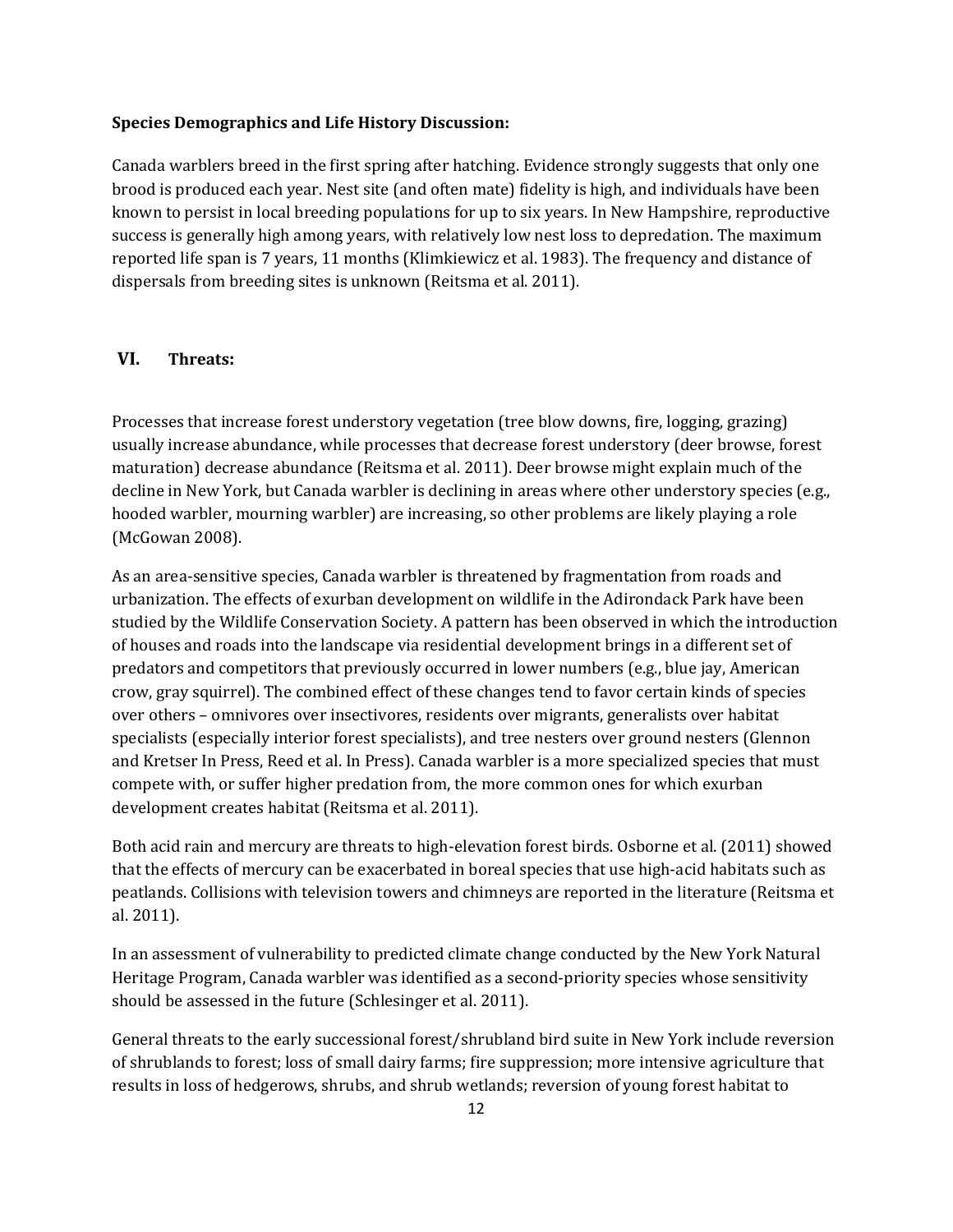**Species Demographics and Life History Discussion:**

Canada warblers breed in the first spring after hatching. Evidence strongly suggests that only one brood is produced each year. Nest site (and often mate) fidelity is high, and individuals have been known to persist in local breeding populations for up to six years. In New Hampshire, reproductive success is generally high among years, with relatively low nest loss to depredation. The maximum reported life span is 7 years, 11 months (Klimkiewicz et al. 1983). The frequency and distance of dispersals from breeding sites is unknown (Reitsma et al. 2011).

## VI. Threats:

Processes that increase forest understory vegetation (tree blow downs, fire, logging, grazing) usually increase abundance, while processes that decrease forest understory (deer browse, forest maturation) decrease abundance (Reitsma et al. 2011). Deer browse might explain much of the decline in New York, but Canada warbler is declining in areas where other understory species (e.g., hooded warbler, mourning warbler) are increasing, so other problems are likely playing a role (McGowan 2008).

As an area-sensitive species, Canada warbler is threatened by fragmentation from roads and urbanization. The effects of exurban development on wildlife in the Adirondack Park have been studied by the Wildlife Conservation Society. A pattern has been observed in which the introduction of houses and roads into the landscape via residential development brings in a different set of predators and competitors that previously occurred in lower numbers (e.g., blue jay, American crow, gray squirrel). The combined effect of these changes tend to favor certain kinds of species over others – omnivores over insectivores, residents over migrants, generalists over habitat specialists (especially interior forest specialists), and tree nesters over ground nesters (Glennon and Kretser In Press, Reed et al. In Press). Canada warbler is a more specialized species that must compete with, or suffer higher predation from, the more common ones for which exurban development creates habitat (Reitsma et al. 2011).

Both acid rain and mercury are threats to high-elevation forest birds. Osborne et al. (2011) showed that the effects of mercury can be exacerbated in boreal species that use high-acid habitats such as peatlands. Collisions with television towers and chimneys are reported in the literature (Reitsma et al. 2011).

In an assessment of vulnerability to predicted climate change conducted by the New York Natural Heritage Program, Canada warbler was identified as a second-priority species whose sensitivity should be assessed in the future (Schlesinger et al. 2011).

General threats to the early successional forest/shrubland bird suite in New York include reversion of shrublands to forest; loss of small dairy farms; fire suppression; more intensive agriculture that results in loss of hedgerows, shrubs, and shrub wetlands; reversion of young forest habitat to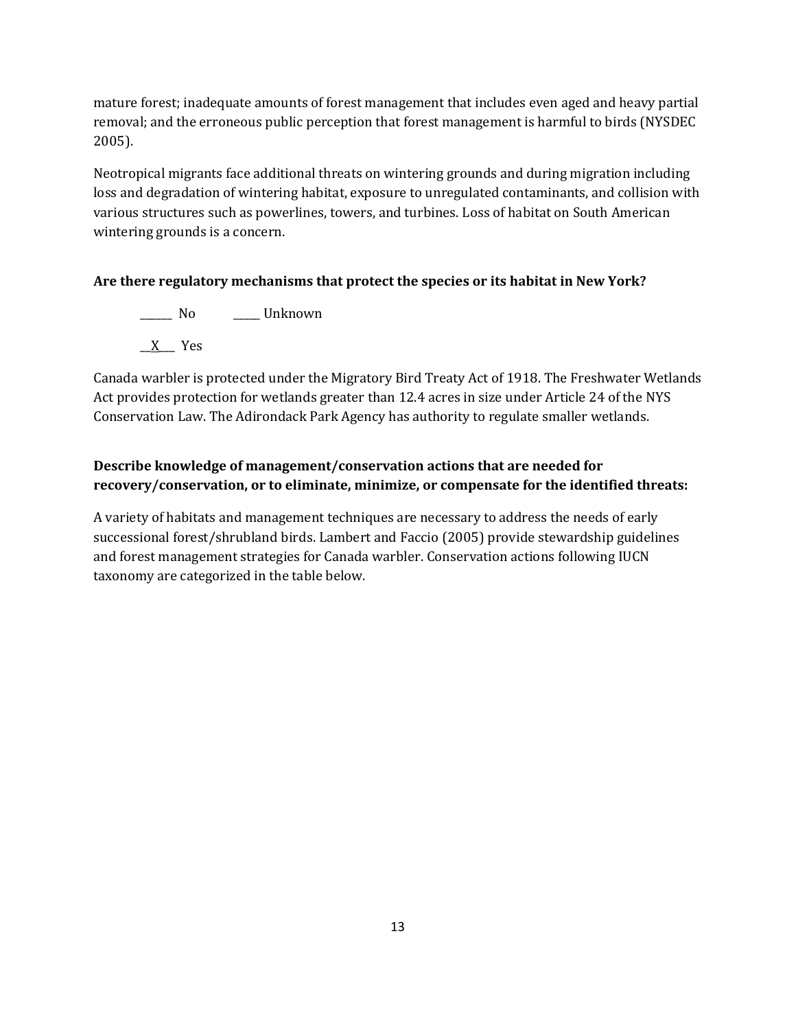mature forest; inadequate amounts of forest management that includes even aged and heavy partial removal; and the erroneous public perception that forest management is harmful to birds (NYSDEC 2005).

Neotropical migrants face additional threats on wintering grounds and during migration including loss and degradation of wintering habitat, exposure to unregulated contaminants, and collision with various structures such as powerlines, towers, and turbines. Loss of habitat on South American wintering grounds is a concern.

**Are there regulatory mechanisms that protect the species or its habitat in New York?**

______ No          _____ Unknown

__X___ Yes

Canada warbler is protected under the Migratory Bird Treaty Act of 1918. The Freshwater Wetlands Act provides protection for wetlands greater than 12.4 acres in size under Article 24 of the NYS Conservation Law. The Adirondack Park Agency has authority to regulate smaller wetlands.

**Describe knowledge of management/conservation actions that are needed for recovery/conservation, or to eliminate, minimize, or compensate for the identified threats:**

A variety of habitats and management techniques are necessary to address the needs of early successional forest/shrubland birds. Lambert and Faccio (2005) provide stewardship guidelines and forest management strategies for Canada warbler. Conservation actions following IUCN taxonomy are categorized in the table below.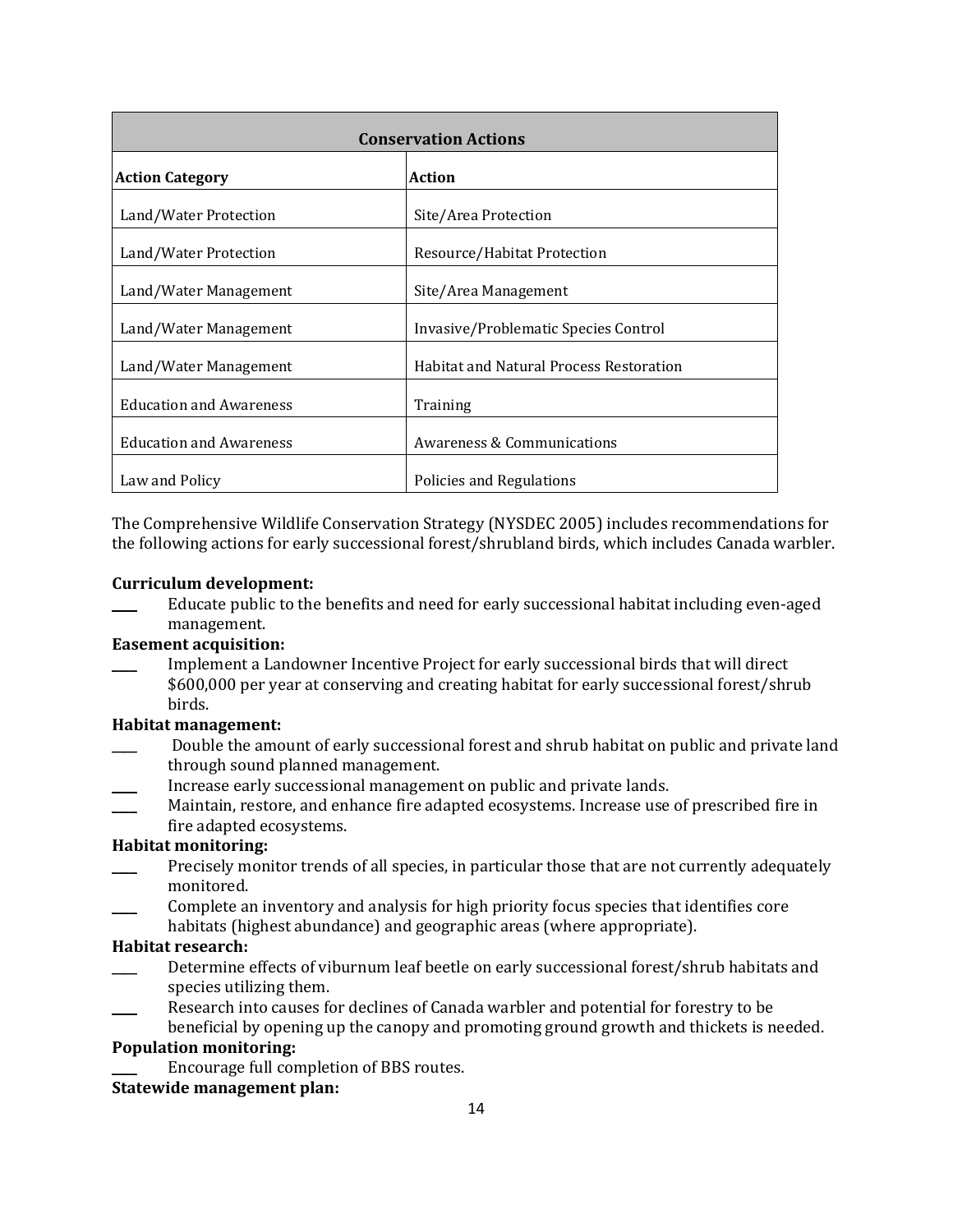| Conservation Actions | |
|---|---|
| **Action Category** | **Action** |
| Land/Water Protection | Site/Area Protection |
| Land/Water Protection | Resource/Habitat Protection |
| Land/Water Management | Site/Area Management |
| Land/Water Management | Invasive/Problematic Species Control |
| Land/Water Management | Habitat and Natural Process Restoration |
| Education and Awareness | Training |
| Education and Awareness | Awareness & Communications |
| Law and Policy | Policies and Regulations |

The Comprehensive Wildlife Conservation Strategy (NYSDEC 2005) includes recommendations for the following actions for early successional forest/shrubland birds, which includes Canada warbler.

**Curriculum development:**

____ Educate public to the benefits and need for early successional habitat including even-aged management.

**Easement acquisition:**

____ Implement a Landowner Incentive Project for early successional birds that will direct $600,000 per year at conserving and creating habitat for early successional forest/shrub birds.

**Habitat management:**

____ Double the amount of early successional forest and shrub habitat on public and private land through sound planned management.

____ Increase early successional management on public and private lands.

____ Maintain, restore, and enhance fire adapted ecosystems. Increase use of prescribed fire in fire adapted ecosystems.

**Habitat monitoring:**

____ Precisely monitor trends of all species, in particular those that are not currently adequately monitored.

____ Complete an inventory and analysis for high priority focus species that identifies core habitats (highest abundance) and geographic areas (where appropriate).

**Habitat research:**

____ Determine effects of viburnum leaf beetle on early successional forest/shrub habitats and species utilizing them.

____ Research into causes for declines of Canada warbler and potential for forestry to be beneficial by opening up the canopy and promoting ground growth and thickets is needed.

**Population monitoring:**

____ Encourage full completion of BBS routes.

**Statewide management plan:**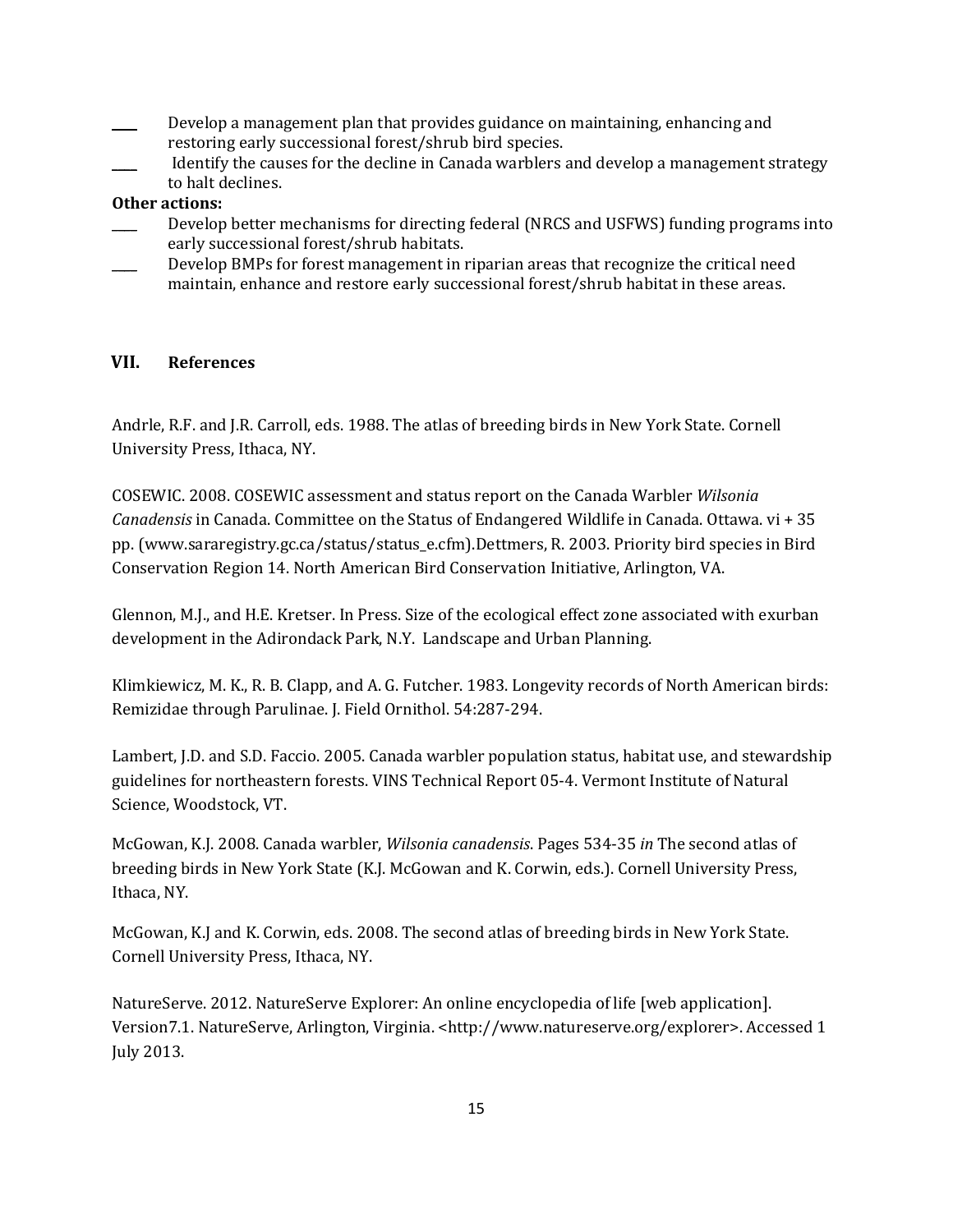____ Develop a management plan that provides guidance on maintaining, enhancing and restoring early successional forest/shrub bird species.

____ Identify the causes for the decline in Canada warblers and develop a management strategy to halt declines.

**Other actions:**

____ Develop better mechanisms for directing federal (NRCS and USFWS) funding programs into early successional forest/shrub habitats.

____ Develop BMPs for forest management in riparian areas that recognize the critical need maintain, enhance and restore early successional forest/shrub habitat in these areas.

## VII. References

Andrle, R.F. and J.R. Carroll, eds. 1988. The atlas of breeding birds in New York State. Cornell University Press, Ithaca, NY.

COSEWIC. 2008. COSEWIC assessment and status report on the Canada Warbler *Wilsonia Canadensis* in Canada. Committee on the Status of Endangered Wildlife in Canada. Ottawa. vi + 35 pp. (www.sararegistry.gc.ca/status/status_e.cfm).Dettmers, R. 2003. Priority bird species in Bird Conservation Region 14. North American Bird Conservation Initiative, Arlington, VA.

Glennon, M.J., and H.E. Kretser. In Press. Size of the ecological effect zone associated with exurban development in the Adirondack Park, N.Y. Landscape and Urban Planning.

Klimkiewicz, M. K., R. B. Clapp, and A. G. Futcher. 1983. Longevity records of North American birds: Remizidae through Parulinae. J. Field Ornithol. 54:287-294.

Lambert, J.D. and S.D. Faccio. 2005. Canada warbler population status, habitat use, and stewardship guidelines for northeastern forests. VINS Technical Report 05-4. Vermont Institute of Natural Science, Woodstock, VT.

McGowan, K.J. 2008. Canada warbler, *Wilsonia canadensis*. Pages 534-35 *in* The second atlas of breeding birds in New York State (K.J. McGowan and K. Corwin, eds.). Cornell University Press, Ithaca, NY.

McGowan, K.J and K. Corwin, eds. 2008. The second atlas of breeding birds in New York State. Cornell University Press, Ithaca, NY.

NatureServe. 2012. NatureServe Explorer: An online encyclopedia of life [web application]. Version7.1. NatureServe, Arlington, Virginia. <http://www.natureserve.org/explorer>. Accessed 1 July 2013.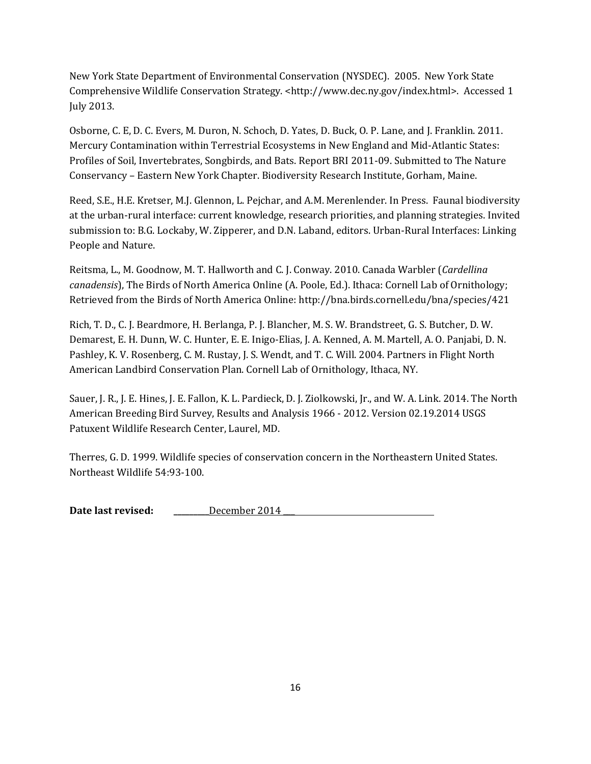New York State Department of Environmental Conservation (NYSDEC). 2005. New York State Comprehensive Wildlife Conservation Strategy. <http://www.dec.ny.gov/index.html>. Accessed 1 July 2013.

Osborne, C. E, D. C. Evers, M. Duron, N. Schoch, D. Yates, D. Buck, O. P. Lane, and J. Franklin. 2011. Mercury Contamination within Terrestrial Ecosystems in New England and Mid-Atlantic States: Profiles of Soil, Invertebrates, Songbirds, and Bats. Report BRI 2011-09. Submitted to The Nature Conservancy – Eastern New York Chapter. Biodiversity Research Institute, Gorham, Maine.

Reed, S.E., H.E. Kretser, M.J. Glennon, L. Pejchar, and A.M. Merenlender. In Press. Faunal biodiversity at the urban-rural interface: current knowledge, research priorities, and planning strategies. Invited submission to: B.G. Lockaby, W. Zipperer, and D.N. Laband, editors. Urban-Rural Interfaces: Linking People and Nature.

Reitsma, L., M. Goodnow, M. T. Hallworth and C. J. Conway. 2010. Canada Warbler (*Cardellina canadensis*), The Birds of North America Online (A. Poole, Ed.). Ithaca: Cornell Lab of Ornithology; Retrieved from the Birds of North America Online: http://bna.birds.cornell.edu/bna/species/421

Rich, T. D., C. J. Beardmore, H. Berlanga, P. J. Blancher, M. S. W. Brandstreet, G. S. Butcher, D. W. Demarest, E. H. Dunn, W. C. Hunter, E. E. Inigo-Elias, J. A. Kenned, A. M. Martell, A. O. Panjabi, D. N. Pashley, K. V. Rosenberg, C. M. Rustay, J. S. Wendt, and T. C. Will. 2004. Partners in Flight North American Landbird Conservation Plan. Cornell Lab of Ornithology, Ithaca, NY.

Sauer, J. R., J. E. Hines, J. E. Fallon, K. L. Pardieck, D. J. Ziolkowski, Jr., and W. A. Link. 2014. The North American Breeding Bird Survey, Results and Analysis 1966 - 2012. Version 02.19.2014 USGS Patuxent Wildlife Research Center, Laurel, MD.

Therres, G. D. 1999. Wildlife species of conservation concern in the Northeastern United States. Northeast Wildlife 54:93-100.

**Date last revised:** December 2014